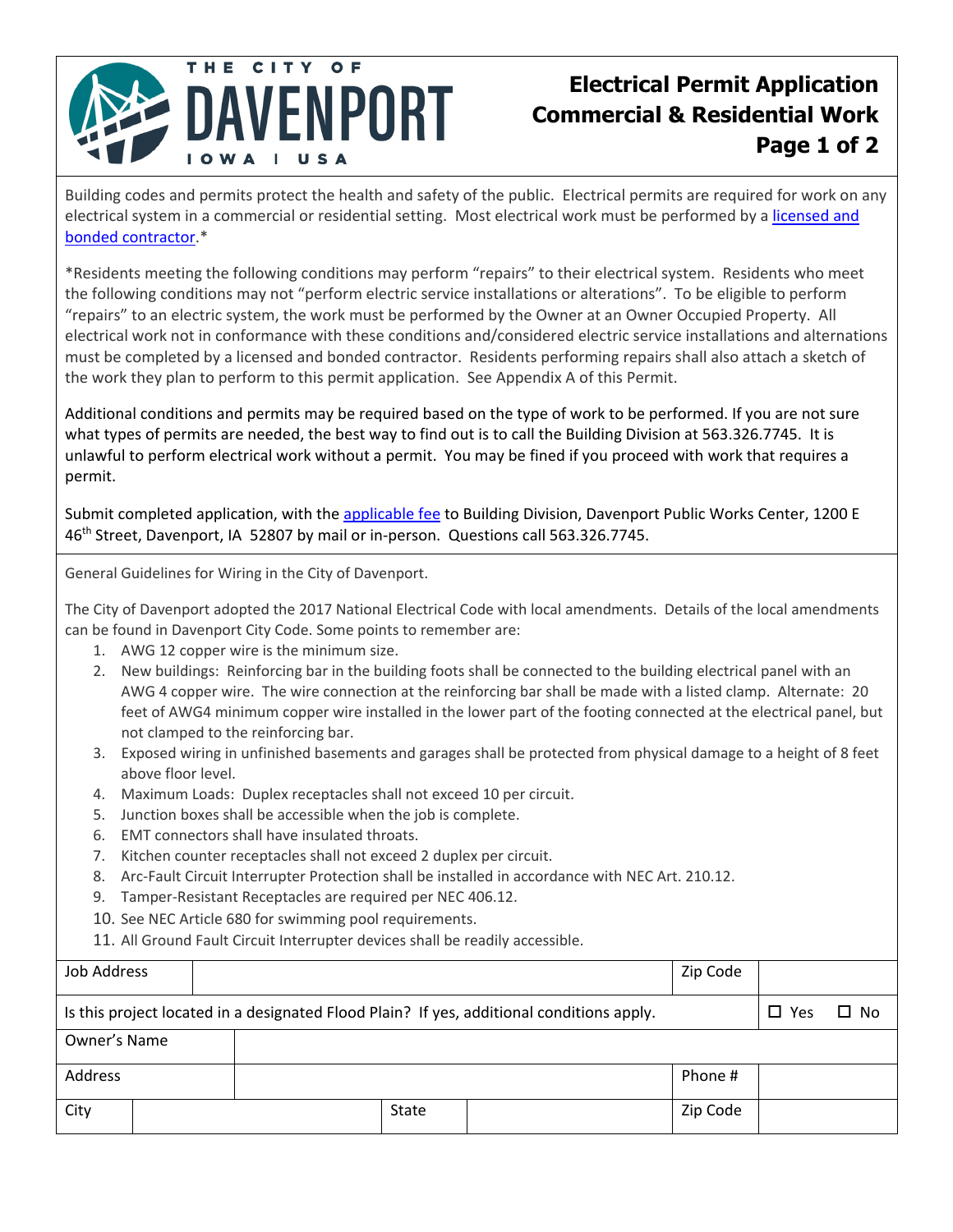THE CITY OF DAVENPORT IOWA | USA

# Electrical Permit Application Commercial & Residential Work

Building codes and permits protect the health and safety of the public. Electrical permits are required for work on any electrical system in a commercial or residential setting. Most electrical work must be performed by a licensed and bonded contractor.*

*Residents meeting the following conditions may perform "repairs" to their electrical system. Residents who meet the following conditions may not "perform electric service installations or alterations". To be eligible to perform "repairs" to an electric system, the work must be performed by the Owner at an Owner Occupied Property. All electrical work not in conformance with these conditions and/considered electric service installations and alternations must be completed by a licensed and bonded contractor. Residents performing repairs shall also attach a sketch of the work they plan to perform to this permit application. See Appendix A of this Permit.

Additional conditions and permits may be required based on the type of work to be performed. If you are not sure what types of permits are needed, the best way to find out is to call the Building Division at 563.326.7745. It is unlawful to perform electrical work without a permit. You may be fined if you proceed with work that requires a permit.

Submit completed application, with the applicable fee to Building Division, Davenport Public Works Center, 1200 E 46th Street, Davenport, IA 52807 by mail or in-person. Questions call 563.326.7745.

General Guidelines for Wiring in the City of Davenport.

The City of Davenport adopted the 2017 National Electrical Code with local amendments. Details of the local amendments can be found in Davenport City Code. Some points to remember are:

1. AWG 12 copper wire is the minimum size.
2. New buildings: Reinforcing bar in the building foots shall be connected to the building electrical panel with an AWG 4 copper wire. The wire connection at the reinforcing bar shall be made with a listed clamp. Alternate: 20 feet of AWG4 minimum copper wire installed in the lower part of the footing connected at the electrical panel, but not clamped to the reinforcing bar.
3. Exposed wiring in unfinished basements and garages shall be protected from physical damage to a height of 8 feet above floor level.
4. Maximum Loads: Duplex receptacles shall not exceed 10 per circuit.
5. Junction boxes shall be accessible when the job is complete.
6. EMT connectors shall have insulated throats.
7. Kitchen counter receptacles shall not exceed 2 duplex per circuit.
8. Arc-Fault Circuit Interrupter Protection shall be installed in accordance with NEC Art. 210.12.
9. Tamper-Resistant Receptacles are required per NEC 406.12.
10. See NEC Article 680 for swimming pool requirements.
11. All Ground Fault Circuit Interrupter devices shall be readily accessible.

| Job Address | | | | Zip Code | |
|---|---|---|---|---|---|
| Is this project located in a designated Flood Plain? If yes, additional conditions apply. | | | | | ☐ Yes ☐ No |
| Owner's Name | | | | | |
| Address | | | | Phone # | |
| City | | State | | Zip Code | |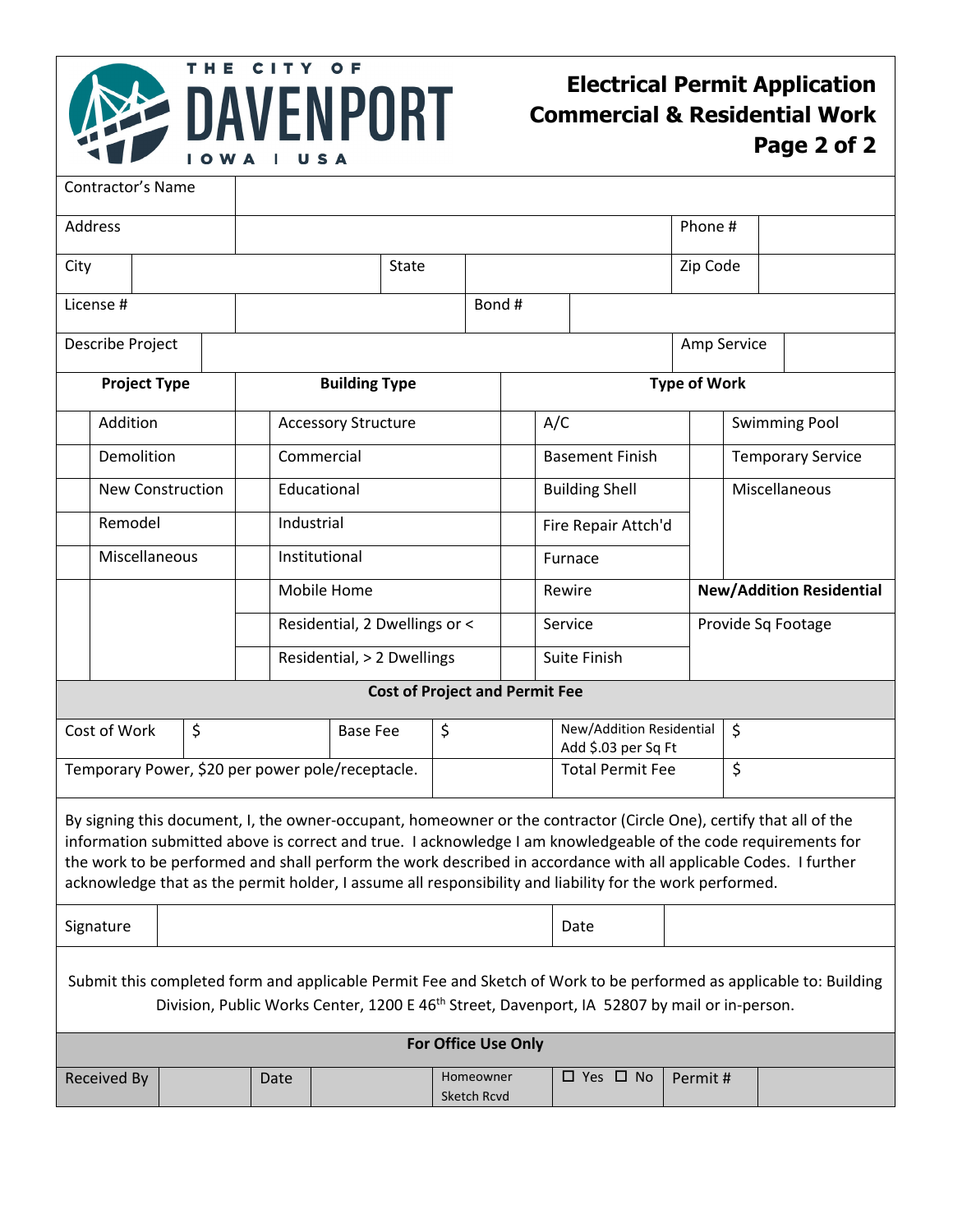# Electrical Permit Application
## Commercial & Residential Work

THE CITY OF DAVENPORT IOWA | USA

| Contractor's Name | | | | | |
|---|---|---|---|---|---|
| Address | | | | Phone # | |
| City | | State | | Zip Code | |
| License # | | Bond # | | | |
| Describe Project | | | | Amp Service | |

| | Project Type | | Building Type | | Type of Work | | |
|---|---|---|---|---|---|---|---|
| | Addition | | Accessory Structure | | A/C | | Swimming Pool |
| | Demolition | | Commercial | | Basement Finish | | Temporary Service |
| | New Construction | | Educational | | Building Shell | | Miscellaneous |
| | Remodel | | Industrial | | Fire Repair Attch'd | | |
| | Miscellaneous | | Institutional | | Furnace | | |
| | | | Mobile Home | | Rewire | **New/Addition Residential** | |
| | | | Residential, 2 Dwellings or < | | Service | Provide Sq Footage | |
| | | | Residential, > 2 Dwellings | | Suite Finish | | |

**Cost of Project and Permit Fee**

| Cost of Work | $ | Base Fee | $ | New/Addition Residential Add $.03 per Sq Ft | $ |
|---|---|---|---|---|---|
| Temporary Power, $20 per power pole/receptacle. | | | | Total Permit Fee | $ |

By signing this document, I, the owner-occupant, homeowner or the contractor (Circle One), certify that all of the information submitted above is correct and true. I acknowledge I am knowledgeable of the code requirements for the work to be performed and shall perform the work described in accordance with all applicable Codes. I further acknowledge that as the permit holder, I assume all responsibility and liability for the work performed.

| Signature | | Date | |
|---|---|---|---|

Submit this completed form and applicable Permit Fee and Sketch of Work to be performed as applicable to: Building Division, Public Works Center, 1200 E 46th Street, Davenport, IA 52807 by mail or in-person.

**For Office Use Only**

| Received By | | Date | | Homeowner Sketch Rcvd | ☐ Yes ☐ No | Permit # | |
|---|---|---|---|---|---|---|---|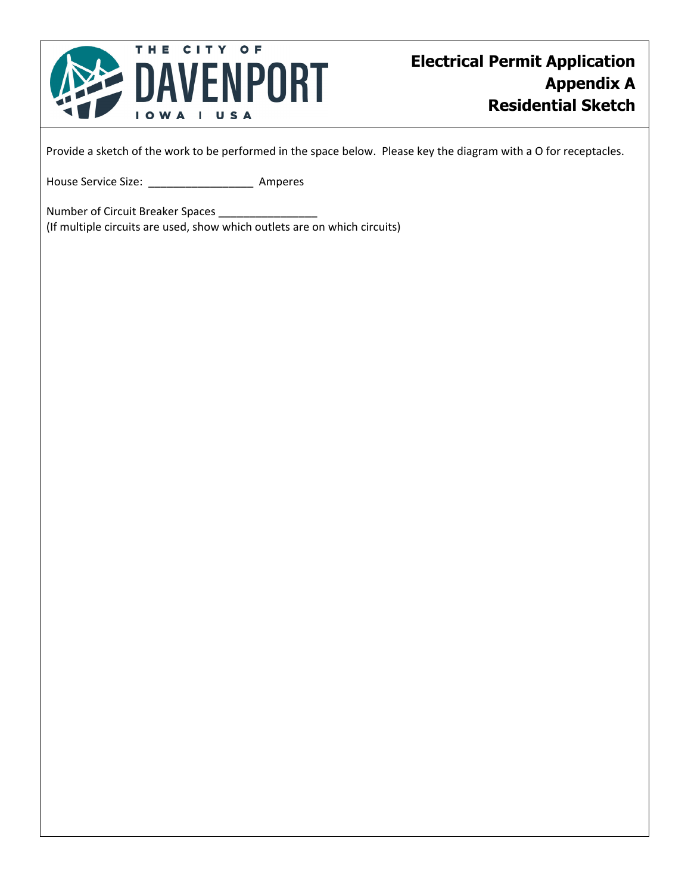THE CITY OF DAVENPORT IOWA | USA

# Electrical Permit Application
## Appendix A
## Residential Sketch

Provide a sketch of the work to be performed in the space below. Please key the diagram with a O for receptacles.

House Service Size: _________________ Amperes

Number of Circuit Breaker Spaces ________________
(If multiple circuits are used, show which outlets are on which circuits)